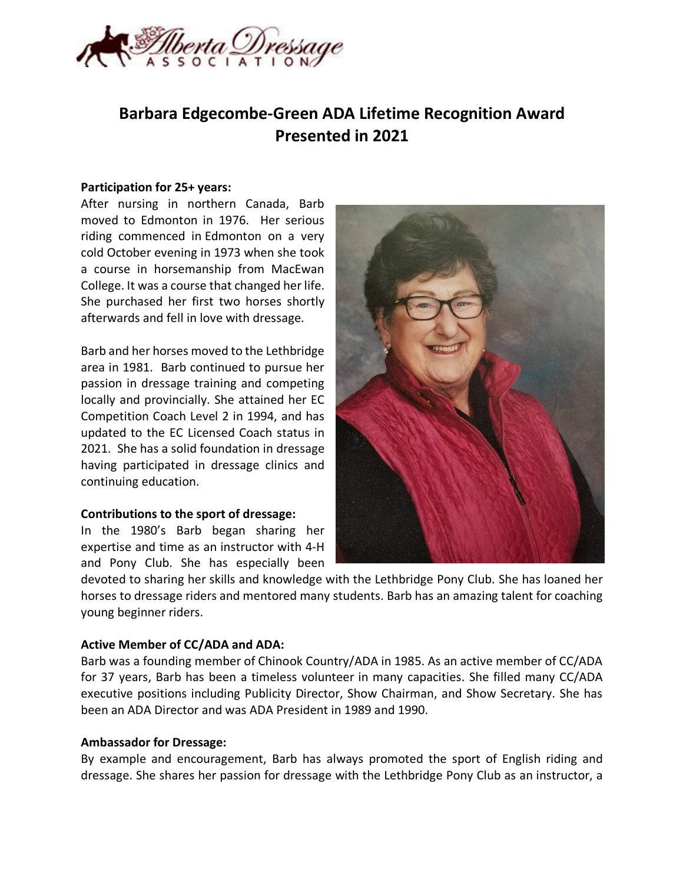# Barbara Edgecombe-Green ADA Lifetime Recognition Award Presented in 2021

**Participation for 25+ years:**

After nursing in northern Canada, Barb moved to Edmonton in 1976. Her serious riding commenced in Edmonton on a very cold October evening in 1973 when she took a course in horsemanship from MacEwan College. It was a course that changed her life. She purchased her first two horses shortly afterwards and fell in love with dressage.

Barb and her horses moved to the Lethbridge area in 1981. Barb continued to pursue her passion in dressage training and competing locally and provincially. She attained her EC Competition Coach Level 2 in 1994, and has updated to the EC Licensed Coach status in 2021. She has a solid foundation in dressage having participated in dressage clinics and continuing education.

**Contributions to the sport of dressage:**

In the 1980's Barb began sharing her expertise and time as an instructor with 4-H and Pony Club. She has especially been devoted to sharing her skills and knowledge with the Lethbridge Pony Club. She has loaned her horses to dressage riders and mentored many students. Barb has an amazing talent for coaching young beginner riders.

**Active Member of CC/ADA and ADA:**

Barb was a founding member of Chinook Country/ADA in 1985. As an active member of CC/ADA for 37 years, Barb has been a timeless volunteer in many capacities. She filled many CC/ADA executive positions including Publicity Director, Show Chairman, and Show Secretary. She has been an ADA Director and was ADA President in 1989 and 1990.

**Ambassador for Dressage:**

By example and encouragement, Barb has always promoted the sport of English riding and dressage. She shares her passion for dressage with the Lethbridge Pony Club as an instructor, a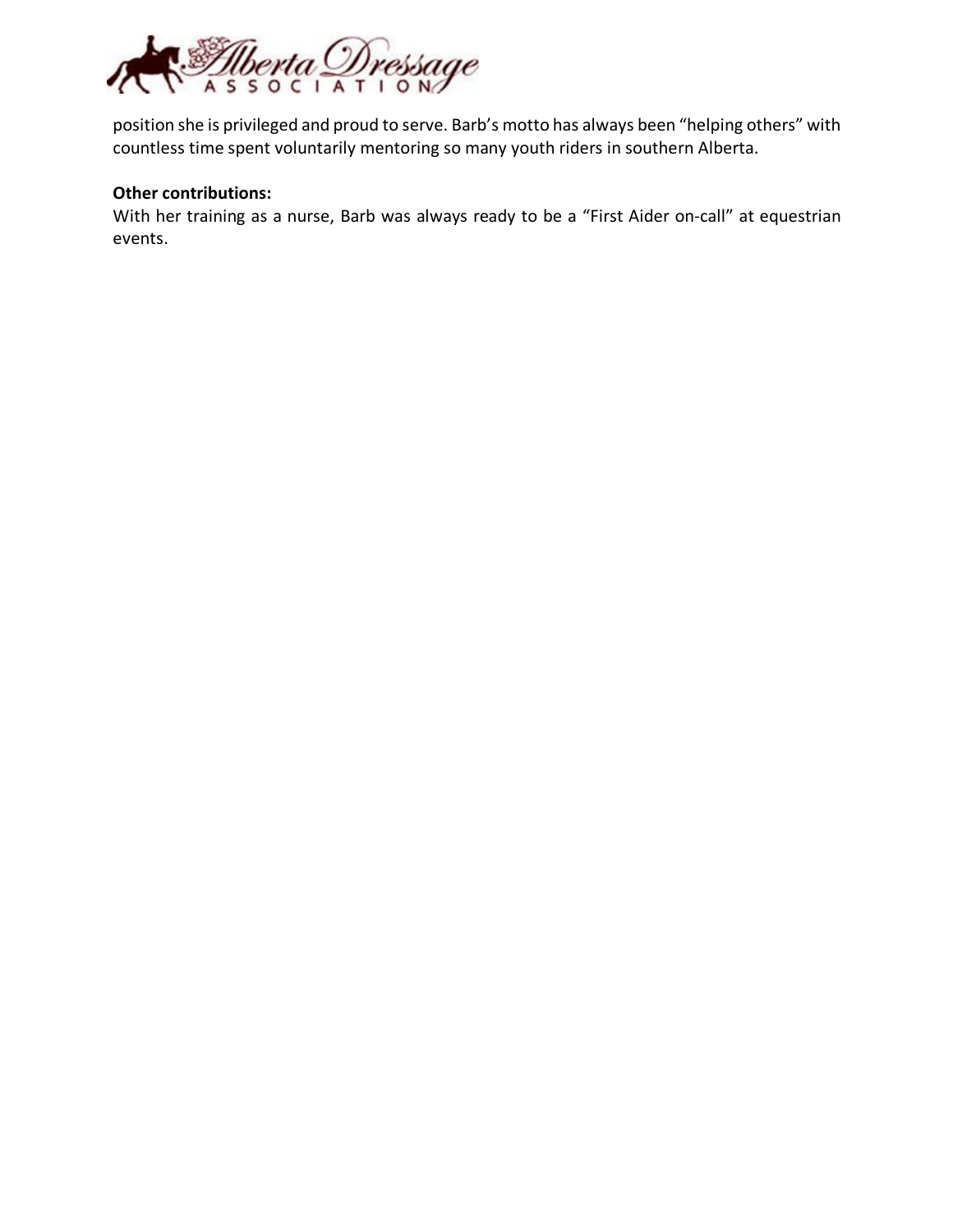position she is privileged and proud to serve. Barb's motto has always been "helping others" with countless time spent voluntarily mentoring so many youth riders in southern Alberta.

**Other contributions:**

With her training as a nurse, Barb was always ready to be a "First Aider on-call" at equestrian events.